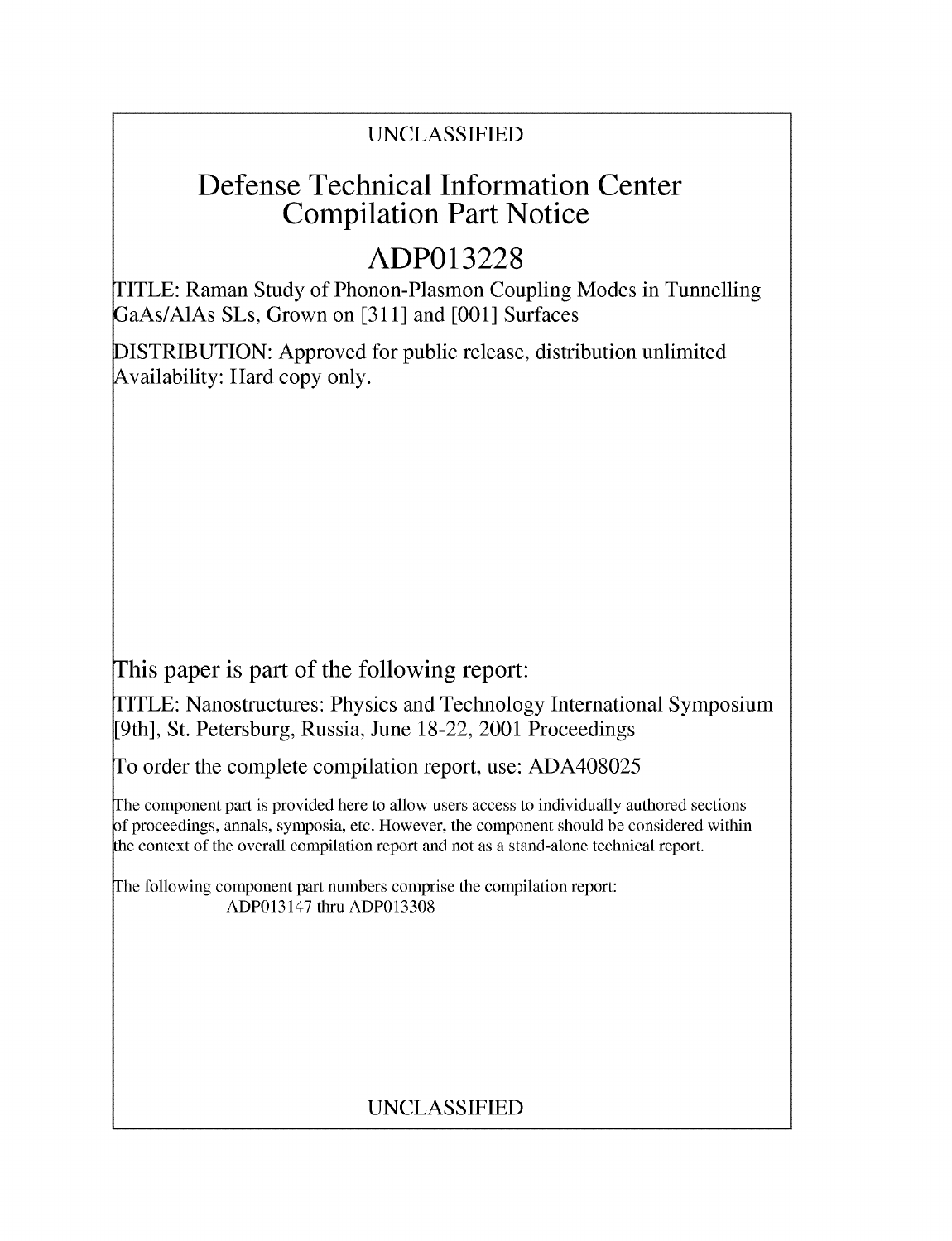UNCLASSIFIED

# Defense Technical Information Center Compilation Part Notice

## ADP013228

TITLE: Raman Study of Phonon-Plasmon Coupling Modes in Tunnelling GaAs/AlAs SLs, Grown on [311] and [001] Surfaces

DISTRIBUTION: Approved for public release, distribution unlimited
Availability: Hard copy only.

This paper is part of the following report:

TITLE: Nanostructures: Physics and Technology International Symposium [9th], St. Petersburg, Russia, June 18-22, 2001 Proceedings

To order the complete compilation report, use: ADA408025

The component part is provided here to allow users access to individually authored sections of proceedings, annals, symposia, etc. However, the component should be considered within the context of the overall compilation report and not as a stand-alone technical report.

The following component part numbers comprise the compilation report:
ADP013147 thru ADP013308

UNCLASSIFIED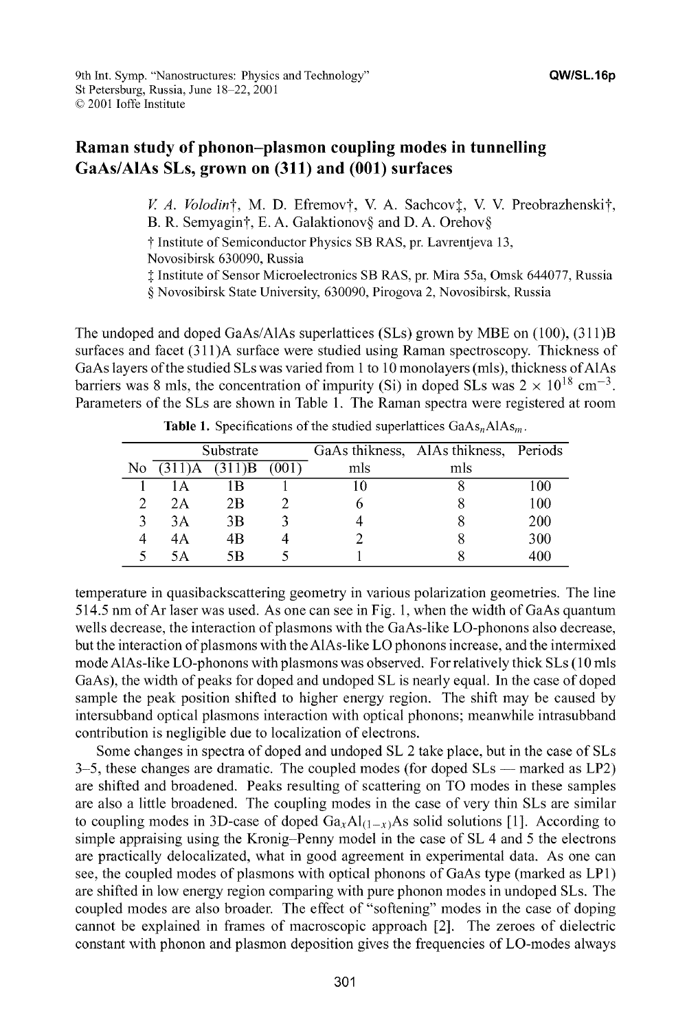# Raman study of phonon–plasmon coupling modes in tunnelling GaAs/AlAs SLs, grown on (311) and (001) surfaces

*V. A. Volodin*†, M. D. Efremov†, V. A. Sachcov‡, V. V. Preobrazhenski†, B. R. Semyagin†, E. A. Galaktionov§ and D. A. Orehov§

† Institute of Semiconductor Physics SB RAS, pr. Lavrentjeva 13, Novosibirsk 630090, Russia
‡ Institute of Sensor Microelectronics SB RAS, pr. Mira 55a, Omsk 644077, Russia
§ Novosibirsk State University, 630090, Pirogova 2, Novosibirsk, Russia

The undoped and doped GaAs/AlAs superlattices (SLs) grown by MBE on (100), (311)B surfaces and facet (311)A surface were studied using Raman spectroscopy. Thickness of GaAs layers of the studied SLs was varied from 1 to 10 monolayers (mls), thickness of AlAs barriers was 8 mls, the concentration of impurity (Si) in doped SLs was $2 \times 10^{18}$ cm$^{-3}$. Parameters of the SLs are shown in Table 1. The Raman spectra were registered at room temperature in quasibackscattering geometry in various polarization geometries. The line 514.5 nm of Ar laser was used. As one can see in Fig. 1, when the width of GaAs quantum wells decrease, the interaction of plasmons with the GaAs-like LO-phonons also decrease, but the interaction of plasmons with the AlAs-like LO phonons increase, and the intermixed mode AlAs-like LO-phonons with plasmons was observed. For relatively thick SLs (10 mls GaAs), the width of peaks for doped and undoped SL is nearly equal. In the case of doped sample the peak position shifted to higher energy region. The shift may be caused by intersubband optical plasmons interaction with optical phonons; meanwhile intrasubband contribution is negligible due to localization of electrons.

**Table 1.** Specifications of the studied superlattices $GaAs_nAlAs_m$.

| No | Substrate (311)A | (311)B | (001) | GaAs thikness, mls | AlAs thikness, mls | Periods |
|---|---|---|---|---|---|---|
| 1 | 1A | 1B | 1 | 10 | 8 | 100 |
| 2 | 2A | 2B | 2 | 6 | 8 | 100 |
| 3 | 3A | 3B | 3 | 4 | 8 | 200 |
| 4 | 4A | 4B | 4 | 2 | 8 | 300 |
| 5 | 5A | 5B | 5 | 1 | 8 | 400 |

Some changes in spectra of doped and undoped SL 2 take place, but in the case of SLs 3–5, these changes are dramatic. The coupled modes (for doped SLs — marked as LP2) are shifted and broadened. Peaks resulting of scattering on TO modes in these samples are also a little broadened. The coupling modes in the case of very thin SLs are similar to coupling modes in 3D-case of doped $Ga_xAl_{(1-x)}As$ solid solutions [1]. According to simple appraising using the Kronig–Penny model in the case of SL 4 and 5 the electrons are practically delocalizated, what in good agreement in experimental data. As one can see, the coupled modes of plasmons with optical phonons of GaAs type (marked as LP1) are shifted in low energy region comparing with pure phonon modes in undoped SLs. The coupled modes are also broader. The effect of "softening" modes in the case of doping cannot be explained in frames of macroscopic approach [2]. The zeroes of dielectric constant with phonon and plasmon deposition gives the frequencies of LO-modes always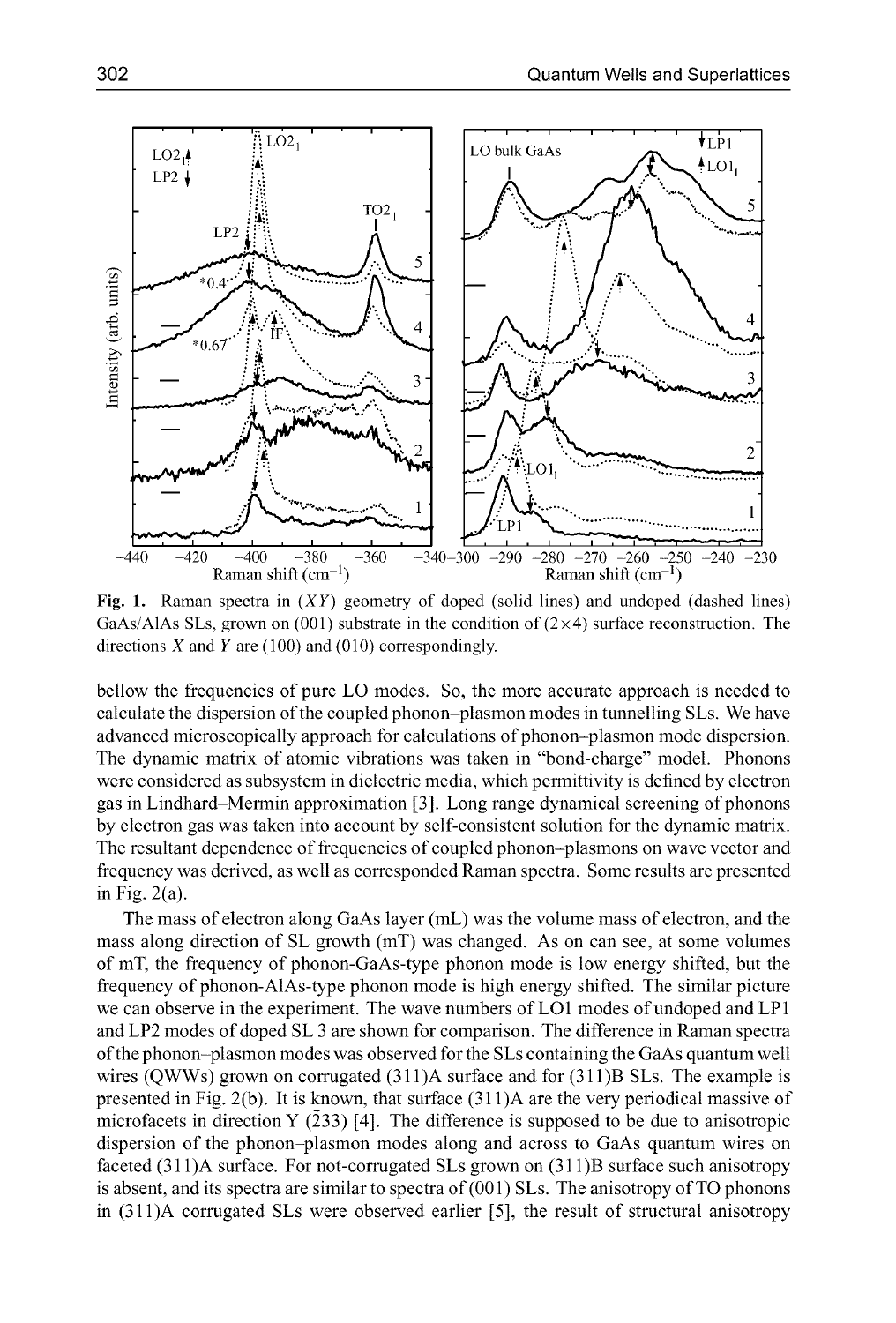**Fig. 1.** Raman spectra in $(XY)$ geometry of doped (solid lines) and undoped (dashed lines) GaAs/AlAs SLs, grown on (001) substrate in the condition of $(2\times4)$ surface reconstruction. The directions $X$ and $Y$ are (100) and (010) correspondingly.

bellow the frequencies of pure LO modes. So, the more accurate approach is needed to calculate the dispersion of the coupled phonon–plasmon modes in tunnelling SLs. We have advanced microscopically approach for calculations of phonon–plasmon mode dispersion. The dynamic matrix of atomic vibrations was taken in "bond-charge" model. Phonons were considered as subsystem in dielectric media, which permittivity is defined by electron gas in Lindhard–Mermin approximation [3]. Long range dynamical screening of phonons by electron gas was taken into account by self-consistent solution for the dynamic matrix. The resultant dependence of frequencies of coupled phonon–plasmons on wave vector and frequency was derived, as well as corresponded Raman spectra. Some results are presented in Fig. 2(a).

The mass of electron along GaAs layer (mL) was the volume mass of electron, and the mass along direction of SL growth (mT) was changed. As on can see, at some volumes of mT, the frequency of phonon-GaAs-type phonon mode is low energy shifted, but the frequency of phonon-AlAs-type phonon mode is high energy shifted. The similar picture we can observe in the experiment. The wave numbers of LO1 modes of undoped and LP1 and LP2 modes of doped SL 3 are shown for comparison. The difference in Raman spectra of the phonon–plasmon modes was observed for the SLs containing the GaAs quantum well wires (QWWs) grown on corrugated (311)A surface and for (311)B SLs. The example is presented in Fig. 2(b). It is known, that surface (311)A are the very periodical massive of microfacets in direction Y $(\bar{2}33)$ [4]. The difference is supposed to be due to anisotropic dispersion of the phonon–plasmon modes along and across to GaAs quantum wires on faceted (311)A surface. For not-corrugated SLs grown on (311)B surface such anisotropy is absent, and its spectra are similar to spectra of (001) SLs. The anisotropy of TO phonons in (311)A corrugated SLs were observed earlier [5], the result of structural anisotropy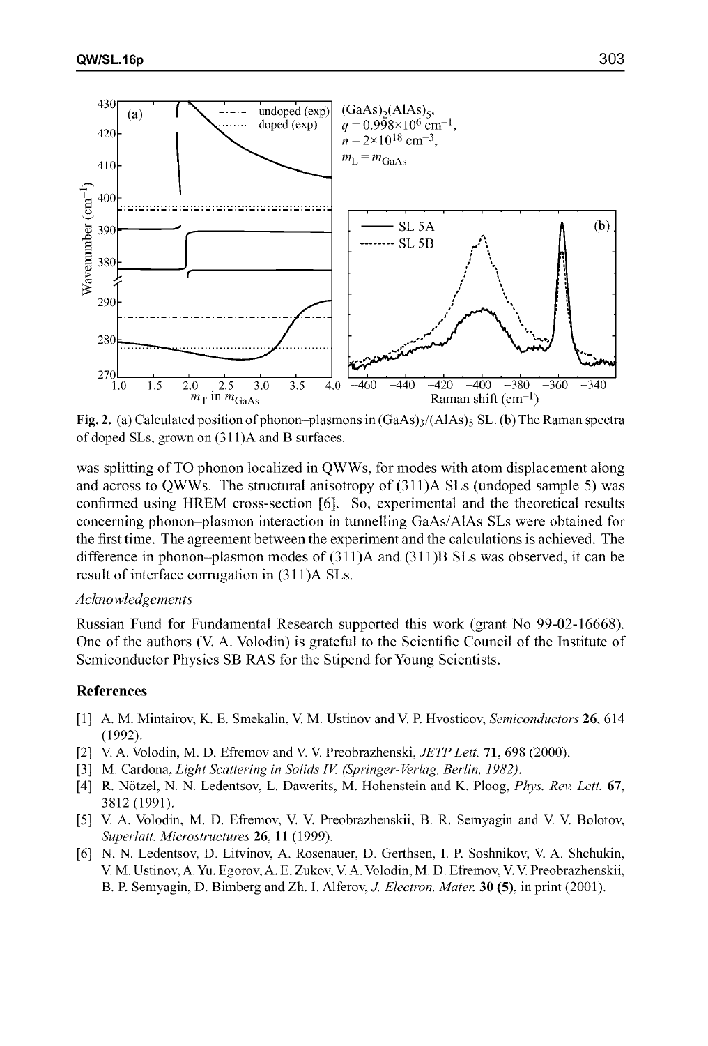(a)

undoped (exp)

doped (exp)

$(GaAs)_2(AlAs)_5$,
$q = 0.998\times10^6$ cm$^{-1}$,
$n = 2\times10^{18}$ cm$^{-3}$,
$m_L = m_{GaAs}$

Wavenumber (cm$^{-1}$)

430
420
410
400
390
380
290
280
270

1.0 1.5 2.0 2.5 3.0 3.5 4.0

$m_T$ in $m_{GaAs}$

(b)

SL 5A

SL 5B

−460 −440 −420 −400 −380 −360 −340

Raman shift (cm$^{-1}$)

**Fig. 2.** (a) Calculated position of phonon–plasmons in $(GaAs)_3/(AlAs)_5$ SL. (b) The Raman spectra of doped SLs, grown on (311)A and B surfaces.

was splitting of TO phonon localized in QWWs, for modes with atom displacement along and across to QWWs. The structural anisotropy of (311)A SLs (undoped sample 5) was confirmed using HREM cross-section [6]. So, experimental and the theoretical results concerning phonon–plasmon interaction in tunnelling GaAs/AlAs SLs were obtained for the first time. The agreement between the experiment and the calculations is achieved. The difference in phonon–plasmon modes of (311)A and (311)B SLs was observed, it can be result of interface corrugation in (311)A SLs.

*Acknowledgements*

Russian Fund for Fundamental Research supported this work (grant No 99-02-16668). One of the authors (V. A. Volodin) is grateful to the Scientific Council of the Institute of Semiconductor Physics SB RAS for the Stipend for Young Scientists.

## References

[1] A. M. Mintairov, K. E. Smekalin, V. M. Ustinov and V. P. Hvosticov, *Semiconductors* **26**, 614 (1992).

[2] V. A. Volodin, M. D. Efremov and V. V. Preobrazhenski, *JETP Lett.* **71**, 698 (2000).

[3] M. Cardona, *Light Scattering in Solids IV. (Springer-Verlag, Berlin, 1982).*

[4] R. Nötzel, N. N. Ledentsov, L. Dawerits, M. Hohenstein and K. Ploog, *Phys. Rev. Lett.* **67**, 3812 (1991).

[5] V. A. Volodin, M. D. Efremov, V. V. Preobrazhenskii, B. R. Semyagin and V. V. Bolotov, *Superlatt. Microstructures* **26**, 11 (1999).

[6] N. N. Ledentsov, D. Litvinov, A. Rosenauer, D. Gerthsen, I. P. Soshnikov, V. A. Shchukin, V. M. Ustinov, A. Yu. Egorov, A. E. Zukov, V. A. Volodin, M. D. Efremov, V. V. Preobrazhenskii, B. P. Semyagin, D. Bimberg and Zh. I. Alferov, *J. Electron. Mater.* **30 (5)**, in print (2001).